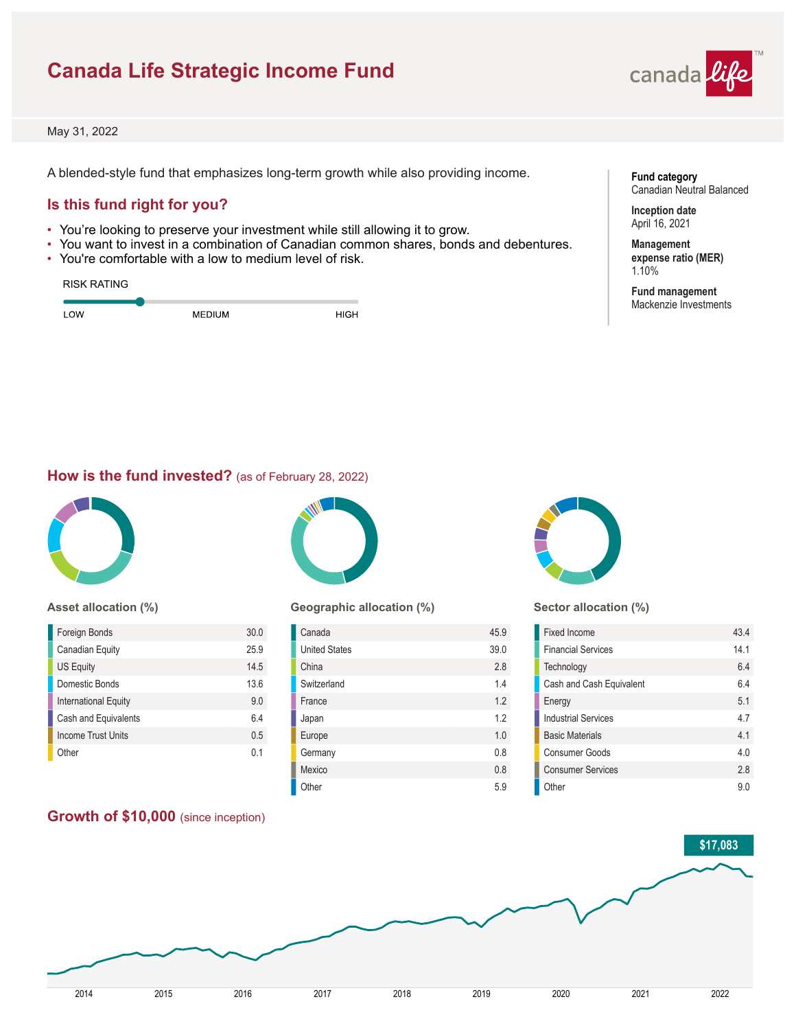# Canada Life Strategic Income Fund

May 31, 2022

A blended-style fund that emphasizes long-term growth while also providing income.

**Fund category**
Canadian Neutral Balanced

**Inception date**
April 16, 2021

**Management expense ratio (MER)**
1.10%

**Fund management**
Mackenzie Investments

## Is this fund right for you?

- You're looking to preserve your investment while still allowing it to grow.
- You want to invest in a combination of Canadian common shares, bonds and debentures.
- You're comfortable with a low to medium level of risk.

RISK RATING

LOW — MEDIUM — HIGH

## How is the fund invested? (as of February 28, 2022)

### Asset allocation (%)

| Asset | % |
|---|---|
| Foreign Bonds | 30.0 |
| Canadian Equity | 25.9 |
| US Equity | 14.5 |
| Domestic Bonds | 13.6 |
| International Equity | 9.0 |
| Cash and Equivalents | 6.4 |
| Income Trust Units | 0.5 |
| Other | 0.1 |

### Geographic allocation (%)

| Region | % |
|---|---|
| Canada | 45.9 |
| United States | 39.0 |
| China | 2.8 |
| Switzerland | 1.4 |
| France | 1.2 |
| Japan | 1.2 |
| Europe | 1.0 |
| Germany | 0.8 |
| Mexico | 0.8 |
| Other | 5.9 |

### Sector allocation (%)

| Sector | % |
|---|---|
| Fixed Income | 43.4 |
| Financial Services | 14.1 |
| Technology | 6.4 |
| Cash and Cash Equivalent | 6.4 |
| Energy | 5.1 |
| Industrial Services | 4.7 |
| Basic Materials | 4.1 |
| Consumer Goods | 4.0 |
| Consumer Services | 2.8 |
| Other | 9.0 |

## Growth of $10,000 (since inception)

$17,083

2014 2015 2016 2017 2018 2019 2020 2021 2022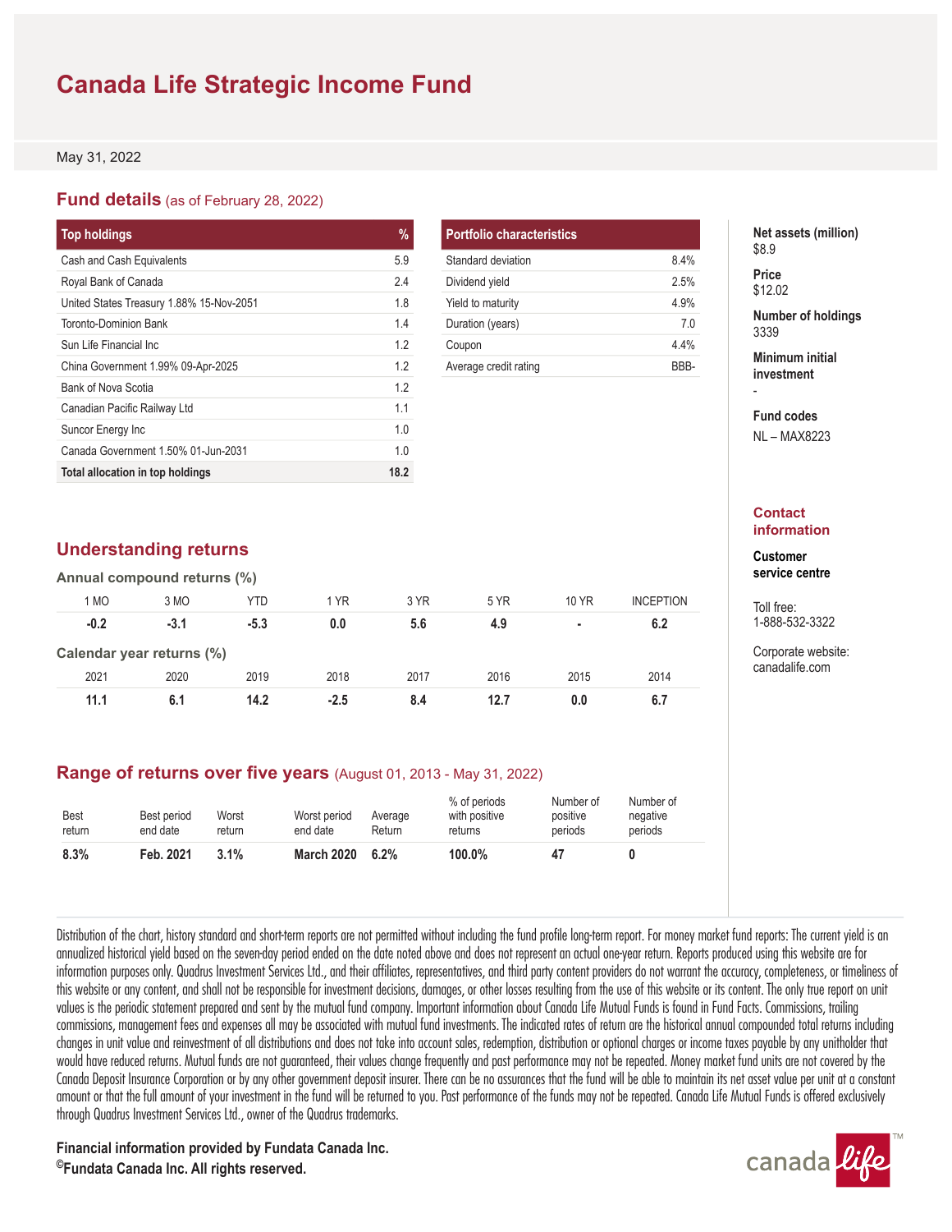# Canada Life Strategic Income Fund

May 31, 2022

## Fund details (as of February 28, 2022)

| Top holdings | % |
|---|---|
| Cash and Cash Equivalents | 5.9 |
| Royal Bank of Canada | 2.4 |
| United States Treasury 1.88% 15-Nov-2051 | 1.8 |
| Toronto-Dominion Bank | 1.4 |
| Sun Life Financial Inc | 1.2 |
| China Government 1.99% 09-Apr-2025 | 1.2 |
| Bank of Nova Scotia | 1.2 |
| Canadian Pacific Railway Ltd | 1.1 |
| Suncor Energy Inc | 1.0 |
| Canada Government 1.50% 01-Jun-2031 | 1.0 |
| **Total allocation in top holdings** | **18.2** |

| Portfolio characteristics | |
|---|---|
| Standard deviation | 8.4% |
| Dividend yield | 2.5% |
| Yield to maturity | 4.9% |
| Duration (years) | 7.0 |
| Coupon | 4.4% |
| Average credit rating | BBB- |

**Net assets (million)**
$8.9

**Price**
$12.02

**Number of holdings**
3339

**Minimum initial investment**
-

**Fund codes**
NL – MAX8223

## Understanding returns

### Annual compound returns (%)

| 1 MO | 3 MO | YTD | 1 YR | 3 YR | 5 YR | 10 YR | INCEPTION |
|---|---|---|---|---|---|---|---|
| **-0.2** | **-3.1** | **-5.3** | **0.0** | **5.6** | **4.9** | **-** | **6.2** |

### Calendar year returns (%)

| 2021 | 2020 | 2019 | 2018 | 2017 | 2016 | 2015 | 2014 |
|---|---|---|---|---|---|---|---|
| **11.1** | **6.1** | **14.2** | **-2.5** | **8.4** | **12.7** | **0.0** | **6.7** |

## Range of returns over five years (August 01, 2013 - May 31, 2022)

| Best return | Best period end date | Worst return | Worst period end date | Average Return | % of periods with positive returns | Number of positive periods | Number of negative periods |
|---|---|---|---|---|---|---|---|
| **8.3%** | **Feb. 2021** | **3.1%** | **March 2020** | **6.2%** | **100.0%** | **47** | **0** |

## Contact information

**Customer service centre**

Toll free:
1-888-532-3322

Corporate website:
canadalife.com

Distribution of the chart, history standard and short-term reports are not permitted without including the fund profile long-term report. For money market fund reports: The current yield is an annualized historical yield based on the seven-day period ended on the date noted above and does not represent an actual one-year return. Reports produced using this website are for information purposes only. Quadrus Investment Services Ltd., and their affiliates, representatives, and third party content providers do not warrant the accuracy, completeness, or timeliness of this website or any content, and shall not be responsible for investment decisions, damages, or other losses resulting from the use of this website or its content. The only true report on unit values is the periodic statement prepared and sent by the mutual fund company. Important information about Canada Life Mutual Funds is found in Fund Facts. Commissions, trailing commissions, management fees and expenses all may be associated with mutual fund investments. The indicated rates of return are the historical annual compounded total returns including changes in unit value and reinvestment of all distributions and does not take into account sales, redemption, distribution or optional charges or income taxes payable by any unitholder that would have reduced returns. Mutual funds are not guaranteed, their values change frequently and past performance may not be repeated. Money market fund units are not covered by the Canada Deposit Insurance Corporation or by any other government deposit insurer. There can be no assurances that the fund will be able to maintain its net asset value per unit at a constant amount or that the full amount of your investment in the fund will be returned to you. Past performance of the funds may not be repeated. Canada Life Mutual Funds is offered exclusively through Quadrus Investment Services Ltd., owner of the Quadrus trademarks.

**Financial information provided by Fundata Canada Inc.**
**©Fundata Canada Inc. All rights reserved.**

canada life™